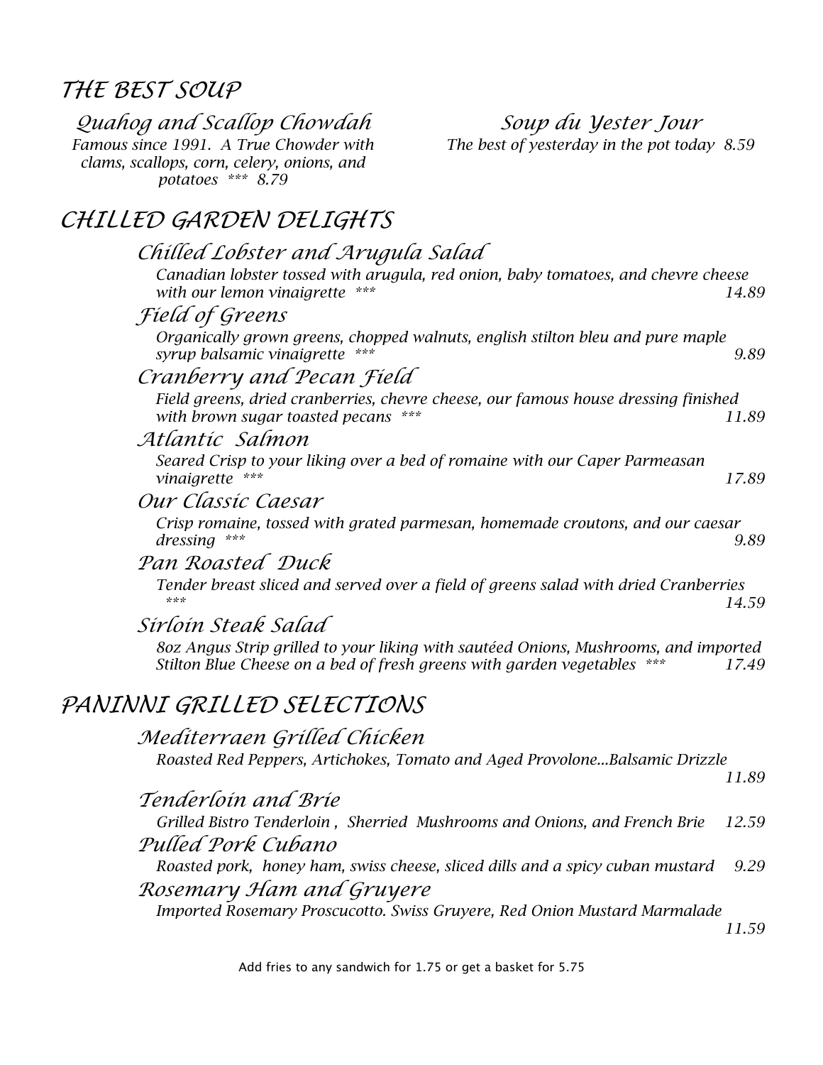# THE BEST SOUP

### *Quahog and Scallop Chowdah*

*Famous since 1991. A True Chowder with clams, scallops, corn, celery, onions, and potatoes *** 8.79*

### *Soup du Yester Jour*

*The best of yesterday in the pot today 8.59*

# CHILLED GARDEN DELIGHTS

### *Chilled Lobster and Arugula Salad*

*Canadian lobster tossed with arugula, red onion, baby tomatoes, and chevre cheese with our lemon vinaigrette *** 14.89*

### *Field of Greens*

*Organically grown greens, chopped walnuts, english stilton bleu and pure maple syrup balsamic vinaigrette *** 9.89*

### *Cranberry and Pecan Field*

*Field greens, dried cranberries, chevre cheese, our famous house dressing finished with brown sugar toasted pecans *** 11.89*

### *Atlantic Salmon*

*Seared Crisp to your liking over a bed of romaine with our Caper Parmeasan vinaigrette *** 17.89*

### *Our Classic Caesar*

*Crisp romaine, tossed with grated parmesan, homemade croutons, and our caesar dressing *** 9.89*

### *Pan Roasted Duck*

*Tender breast sliced and served over a field of greens salad with dried Cranberries *** 14.59*

### *Sirloin Steak Salad*

*8oz Angus Strip grilled to your liking with sautéed Onions, Mushrooms, and imported Stilton Blue Cheese on a bed of fresh greens with garden vegetables *** 17.49*

# PANINNI GRILLED SELECTIONS

### *Mediterraen Grilled Chicken*

*Roasted Red Peppers, Artichokes, Tomato and Aged Provolone...Balsamic Drizzle 11.89*

### *Tenderloin and Brie*

*Grilled Bistro Tenderloin , Sherried Mushrooms and Onions, and French Brie 12.59*

### *Pulled Pork Cubano*

*Roasted pork, honey ham, swiss cheese, sliced dills and a spicy cuban mustard 9.29*

### *Rosemary Ham and Gruyere*

*Imported Rosemary Proscucotto. Swiss Gruyere, Red Onion Mustard Marmalade 11.59*

Add fries to any sandwich for 1.75 or get a basket for 5.75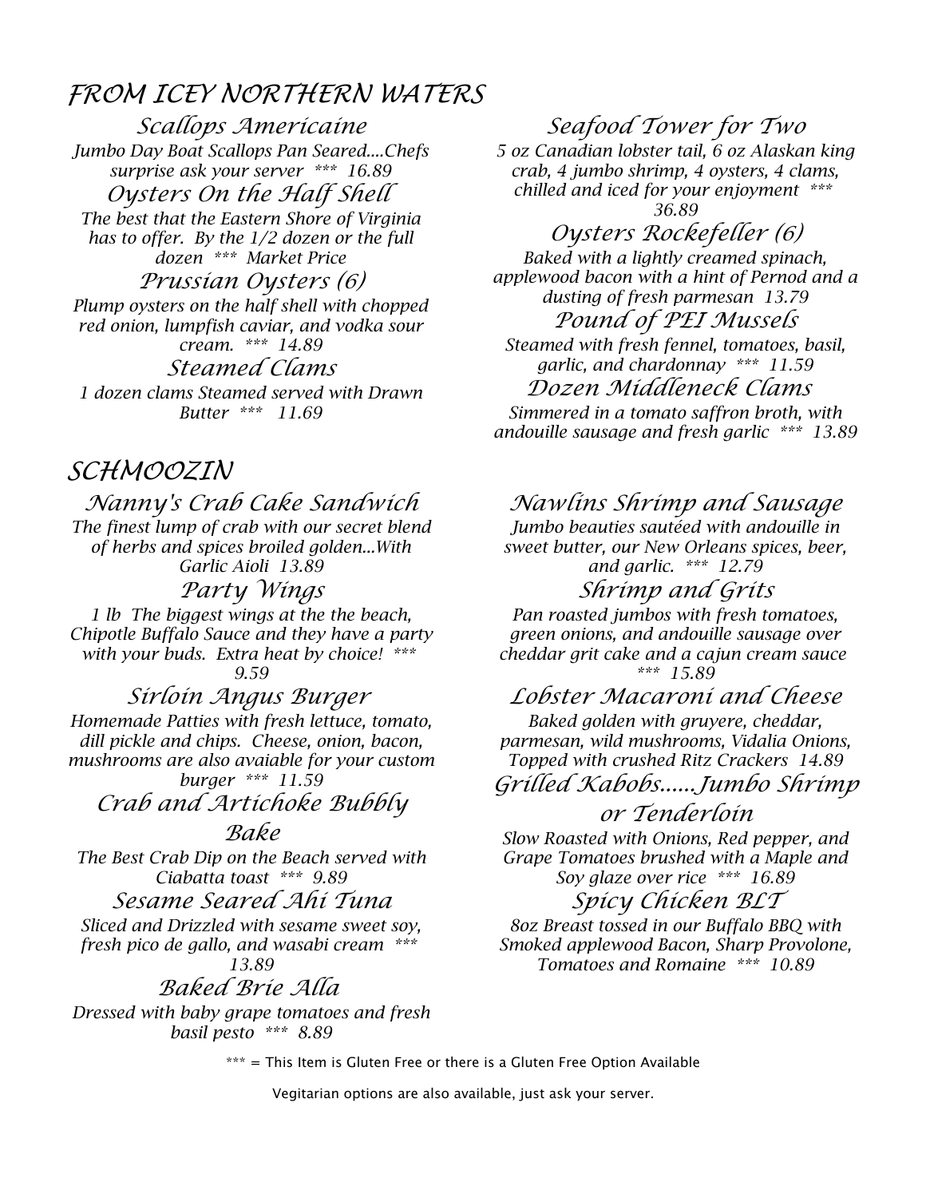## FROM ICEY NORTHERN WATERS

### Scallops Americaine

*Jumbo Day Boat Scallops Pan Seared....Chefs surprise ask your server *** 16.89*

### Oysters On the Half Shell

*The best that the Eastern Shore of Virginia has to offer. By the 1/2 dozen or the full dozen *** Market Price*

### Prussian Oysters (6)

*Plump oysters on the half shell with chopped red onion, lumpfish caviar, and vodka sour cream. *** 14.89*

### Steamed Clams

*1 dozen clams Steamed served with Drawn Butter *** 11.69*

### Seafood Tower for Two

*5 oz Canadian lobster tail, 6 oz Alaskan king crab, 4 jumbo shrimp, 4 oysters, 4 clams, chilled and iced for your enjoyment *** 36.89*

### Oysters Rockefeller (6)

*Baked with a lightly creamed spinach, applewood bacon with a hint of Pernod and a dusting of fresh parmesan 13.79*

### Pound of PEI Mussels

*Steamed with fresh fennel, tomatoes, basil, garlic, and chardonnay *** 11.59*

### Dozen Middleneck Clams

*Simmered in a tomato saffron broth, with andouille sausage and fresh garlic *** 13.89*

## SCHMOOZIN

### Nanny's Crab Cake Sandwich

*The finest lump of crab with our secret blend of herbs and spices broiled golden...With Garlic Aioli 13.89*

### Party Wings

*1 lb The biggest wings at the the beach, Chipotle Buffalo Sauce and they have a party with your buds. Extra heat by choice! *** 9.59*

### Sirloin Angus Burger

*Homemade Patties with fresh lettuce, tomato, dill pickle and chips. Cheese, onion, bacon, mushrooms are also avaiable for your custom burger *** 11.59*

### Crab and Artichoke Bubbly Bake

*The Best Crab Dip on the Beach served with Ciabatta toast *** 9.89*

### Sesame Seared Ahi Tuna

*Sliced and Drizzled with sesame sweet soy, fresh pico de gallo, and wasabi cream *** 13.89*

### Baked Brie Alla

*Dressed with baby grape tomatoes and fresh basil pesto *** 8.89*

### Nawlins Shrimp and Sausage

*Jumbo beauties sautéed with andouille in sweet butter, our New Orleans spices, beer, and garlic. *** 12.79*

### Shrimp and Grits

*Pan roasted jumbos with fresh tomatoes, green onions, and andouille sausage over cheddar grit cake and a cajun cream sauce *** 15.89*

### Lobster Macaroni and Cheese

*Baked golden with gruyere, cheddar, parmesan, wild mushrooms, Vidalia Onions, Topped with crushed Ritz Crackers 14.89*

### Grilled Kabobs......Jumbo Shrimp or Tenderloin

*Slow Roasted with Onions, Red pepper, and Grape Tomatoes brushed with a Maple and Soy glaze over rice *** 16.89*

### Spicy Chicken BLT

*8oz Breast tossed in our Buffalo BBQ with Smoked applewood Bacon, Sharp Provolone, Tomatoes and Romaine *** 10.89*

*** = This Item is Gluten Free or there is a Gluten Free Option Available

Vegitarian options are also available, just ask your server.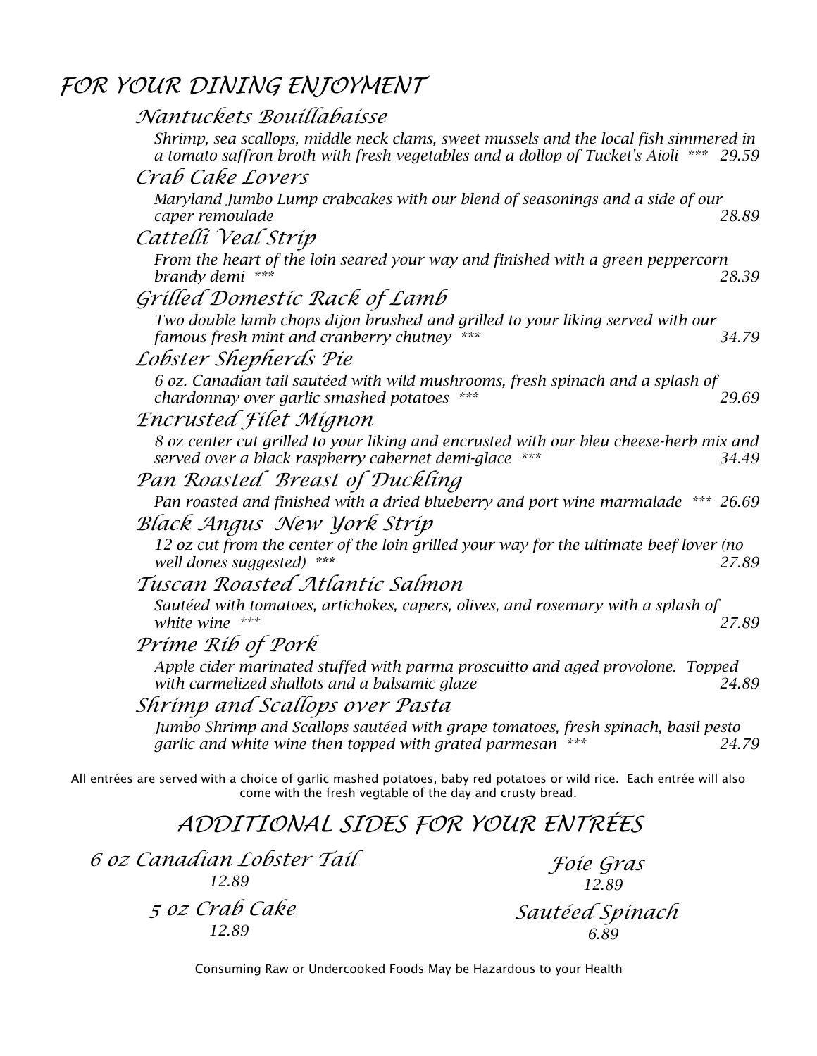# FOR YOUR DINING ENJOYMENT

### Nantuckets Bouillabaisse

*Shrimp, sea scallops, middle neck clams, sweet mussels and the local fish simmered in a tomato saffron broth with fresh vegetables and a dollop of Tucket's Aioli *** 29.59*

### Crab Cake Lovers

*Maryland Jumbo Lump crabcakes with our blend of seasonings and a side of our caper remoulade 28.89*

### Cattelli Veal Strip

*From the heart of the loin seared your way and finished with a green peppercorn brandy demi *** 28.39*

### Grilled Domestic Rack of Lamb

*Two double lamb chops dijon brushed and grilled to your liking served with our famous fresh mint and cranberry chutney *** 34.79*

### Lobster Shepherds Pie

*6 oz. Canadian tail sautéed with wild mushrooms, fresh spinach and a splash of chardonnay over garlic smashed potatoes *** 29.69*

### Encrusted Filet Mignon

*8 oz center cut grilled to your liking and encrusted with our bleu cheese-herb mix and served over a black raspberry cabernet demi-glace *** 34.49*

### Pan Roasted Breast of Duckling

*Pan roasted and finished with a dried blueberry and port wine marmalade *** 26.69*

### Black Angus New York Strip

*12 oz cut from the center of the loin grilled your way for the ultimate beef lover (no well dones suggested) *** 27.89*

### Tuscan Roasted Atlantic Salmon

*Sautéed with tomatoes, artichokes, capers, olives, and rosemary with a splash of white wine *** 27.89*

### Prime Rib of Pork

*Apple cider marinated stuffed with parma proscuitto and aged provolone. Topped with carmelized shallots and a balsamic glaze 24.89*

### Shrimp and Scallops over Pasta

*Jumbo Shrimp and Scallops sautéed with grape tomatoes, fresh spinach, basil pesto garlic and white wine then topped with grated parmesan *** 24.79*

All entrées are served with a choice of garlic mashed potatoes, baby red potatoes or wild rice. Each entrée will also come with the fresh vegtable of the day and crusty bread.

# ADDITIONAL SIDES FOR YOUR ENTRÉES

### 6 oz Canadian Lobster Tail
*12.89*

### 5 oz Crab Cake
*12.89*

### Foie Gras
*12.89*

### Sautéed Spinach
*6.89*

Consuming Raw or Undercooked Foods May be Hazardous to your Health